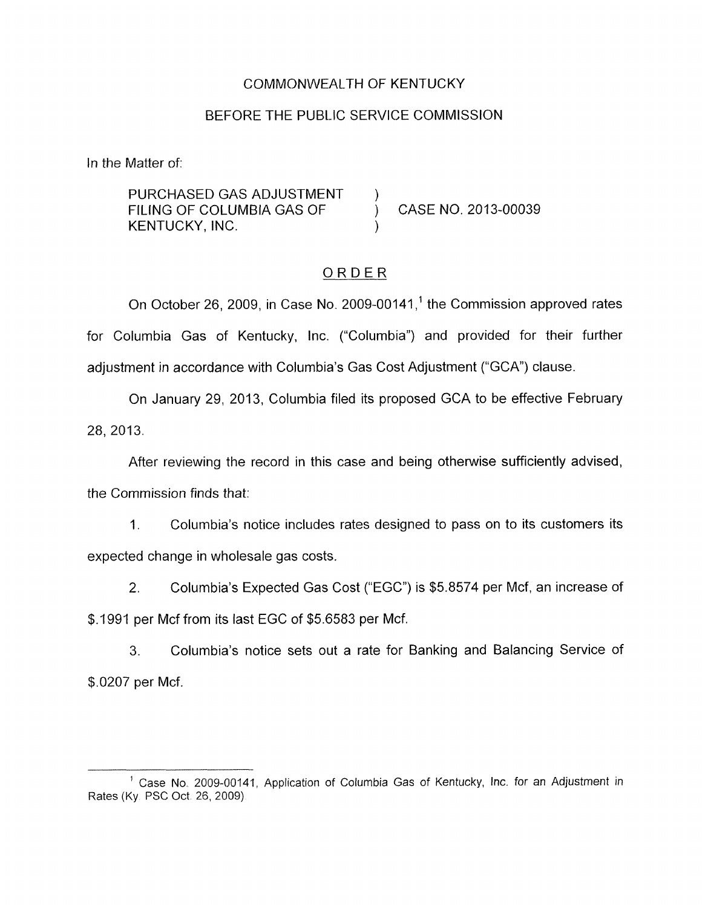COMMONWEALTH OF KENTUCKY

BEFORE THE PUBLIC SERVICE COMMISSION

In the Matter of:

PURCHASED GAS ADJUSTMENT FILING OF COLUMBIA GAS OF KENTUCKY, INC. ) CASE NO. 2013-00039

## ORDER

On October 26, 2009, in Case No. 2009-00141,[1] the Commission approved rates for Columbia Gas of Kentucky, Inc. ("Columbia") and provided for their further adjustment in accordance with Columbia's Gas Cost Adjustment ("GCA") clause.

On January 29, 2013, Columbia filed its proposed GCA to be effective February 28, 2013.

After reviewing the record in this case and being otherwise sufficiently advised, the Commission finds that:

1. Columbia's notice includes rates designed to pass on to its customers its expected change in wholesale gas costs.

2. Columbia's Expected Gas Cost ("EGC") is $5.8574 per Mcf, an increase of $.1991 per Mcf from its last EGC of $5.6583 per Mcf.

3. Columbia's notice sets out a rate for Banking and Balancing Service of $.0207 per Mcf.

[1] Case No. 2009-00141, Application of Columbia Gas of Kentucky, Inc. for an Adjustment in Rates (Ky. PSC Oct. 26, 2009).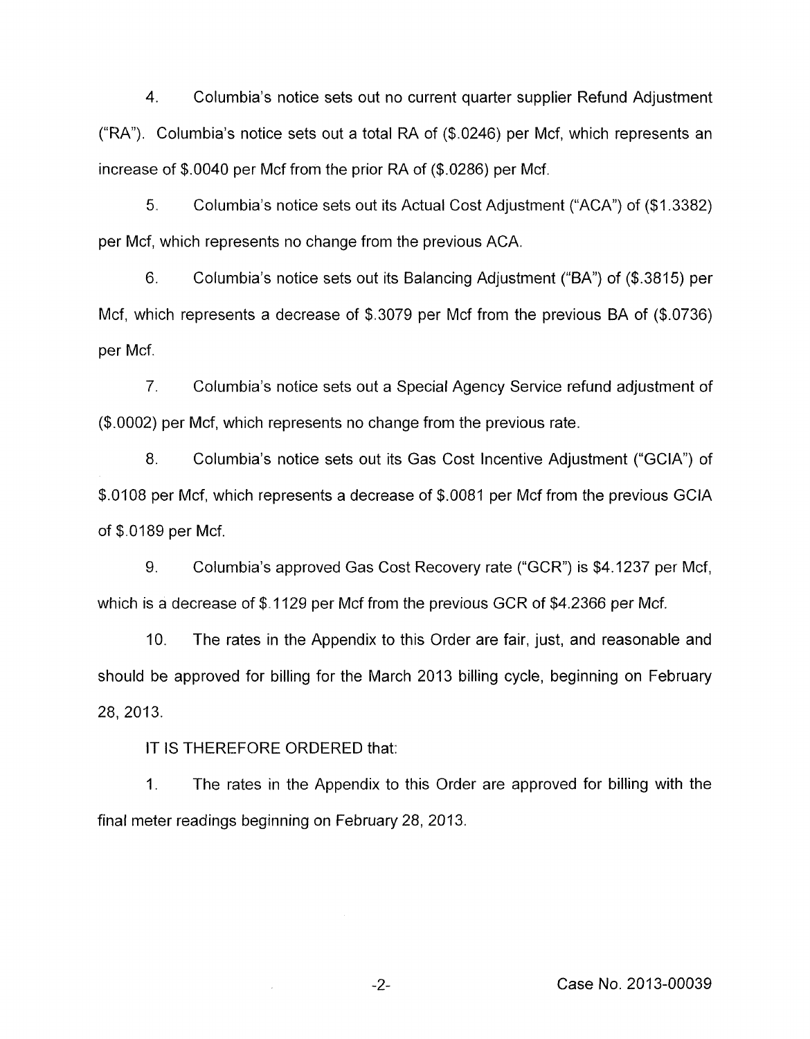4. Columbia's notice sets out no current quarter supplier Refund Adjustment ("RA"). Columbia's notice sets out a total RA of ($.0246) per Mcf, which represents an increase of $.0040 per Mcf from the prior RA of ($.0286) per Mcf.

5. Columbia's notice sets out its Actual Cost Adjustment ("ACA") of ($1.3382) per Mcf, which represents no change from the previous ACA.

6. Columbia's notice sets out its Balancing Adjustment ("BA") of ($.3815) per Mcf, which represents a decrease of $.3079 per Mcf from the previous BA of ($.0736) per Mcf.

7. Columbia's notice sets out a Special Agency Service refund adjustment of ($.0002) per Mcf, which represents no change from the previous rate.

8. Columbia's notice sets out its Gas Cost Incentive Adjustment ("GCIA") of $.0108 per Mcf, which represents a decrease of $.0081 per Mcf from the previous GCIA of $.0189 per Mcf.

9. Columbia's approved Gas Cost Recovery rate ("GCR") is $4.1237 per Mcf, which is a decrease of $.1129 per Mcf from the previous GCR of $4.2366 per Mcf.

10. The rates in the Appendix to this Order are fair, just, and reasonable and should be approved for billing for the March 2013 billing cycle, beginning on February 28, 2013.

IT IS THEREFORE ORDERED that:

1. The rates in the Appendix to this Order are approved for billing with the final meter readings beginning on February 28, 2013.

Case No. 2013-00039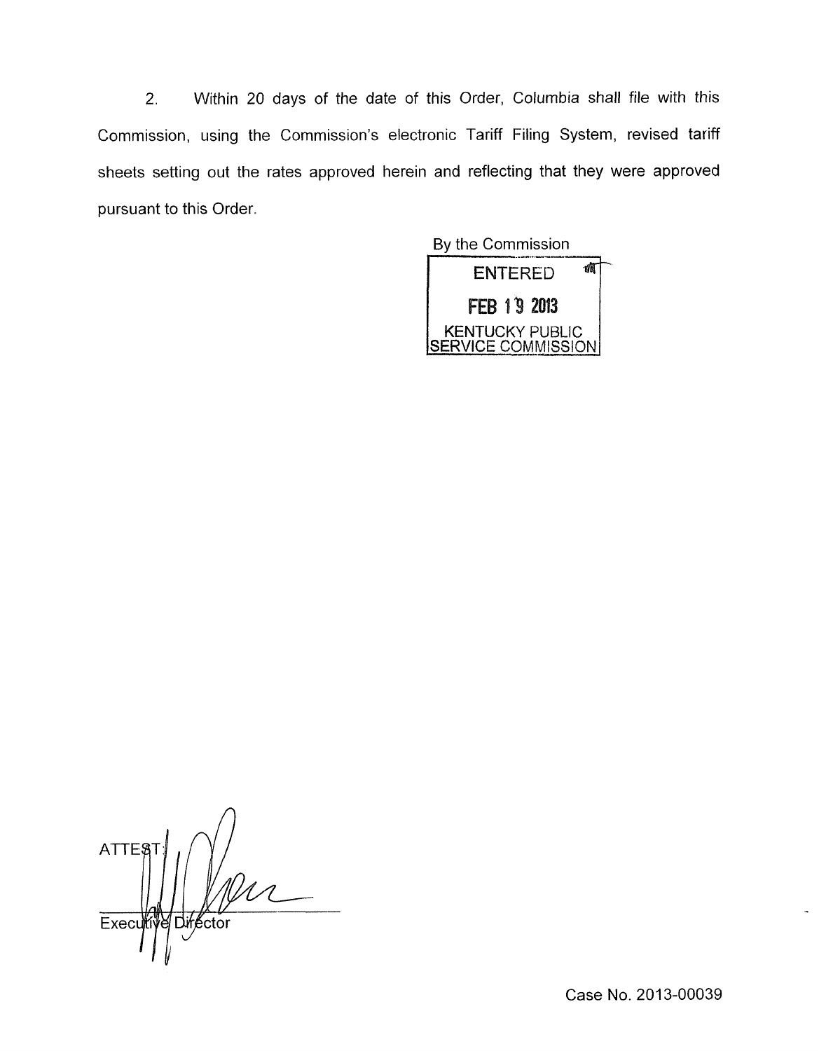2. Within 20 days of the date of this Order, Columbia shall file with this Commission, using the Commission's electronic Tariff Filing System, revised tariff sheets setting out the rates approved herein and reflecting that they were approved pursuant to this Order.

By the Commission

ENTERED

FEB 19 2013

KENTUCKY PUBLIC SERVICE COMMISSION

ATTEST:

Executive Director

Case No. 2013-00039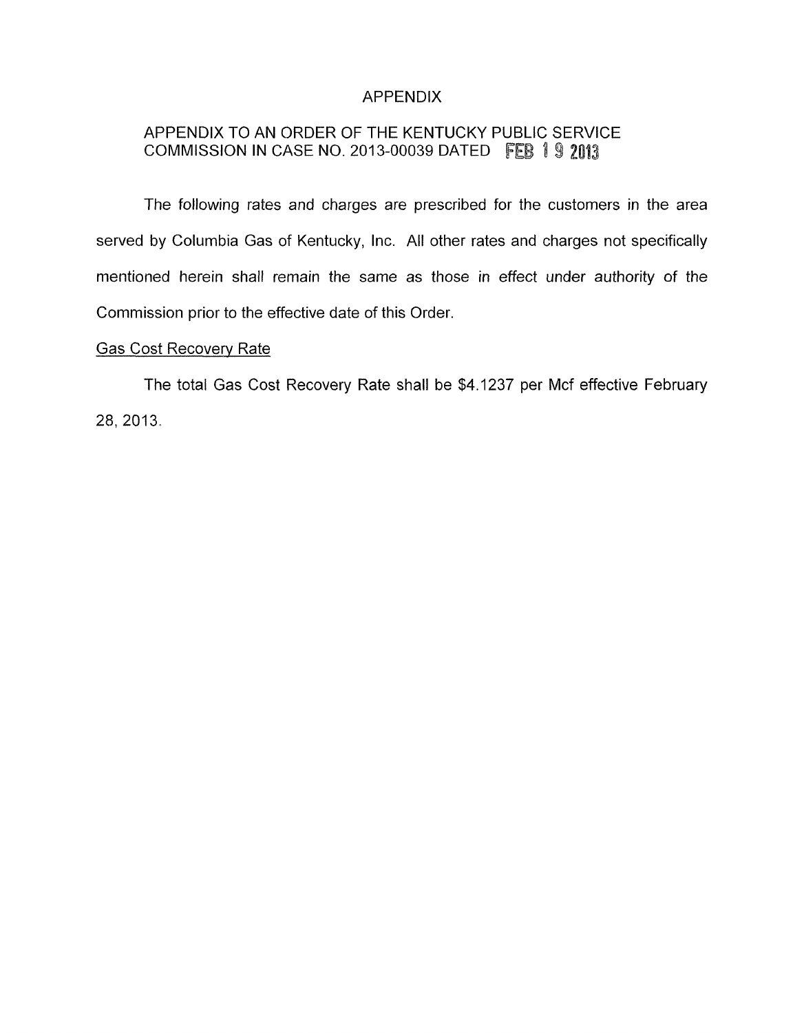# APPENDIX

## APPENDIX TO AN ORDER OF THE KENTUCKY PUBLIC SERVICE COMMISSION IN CASE NO. 2013-00039 DATED FEB 19 2013

The following rates and charges are prescribed for the customers in the area served by Columbia Gas of Kentucky, Inc. All other rates and charges not specifically mentioned herein shall remain the same as those in effect under authority of the Commission prior to the effective date of this Order.

Gas Cost Recovery Rate

The total Gas Cost Recovery Rate shall be $4.1237 per Mcf effective February 28, 2013.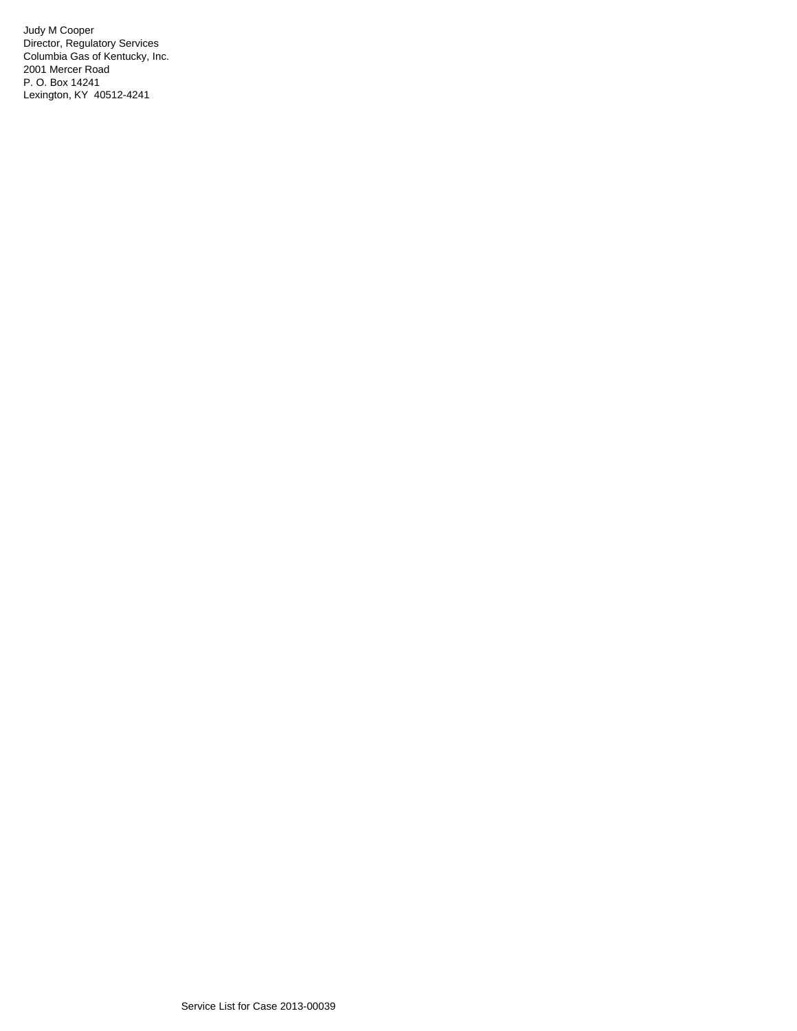Judy M Cooper
Director, Regulatory Services
Columbia Gas of Kentucky, Inc.
2001 Mercer Road
P. O. Box 14241
Lexington, KY 40512-4241